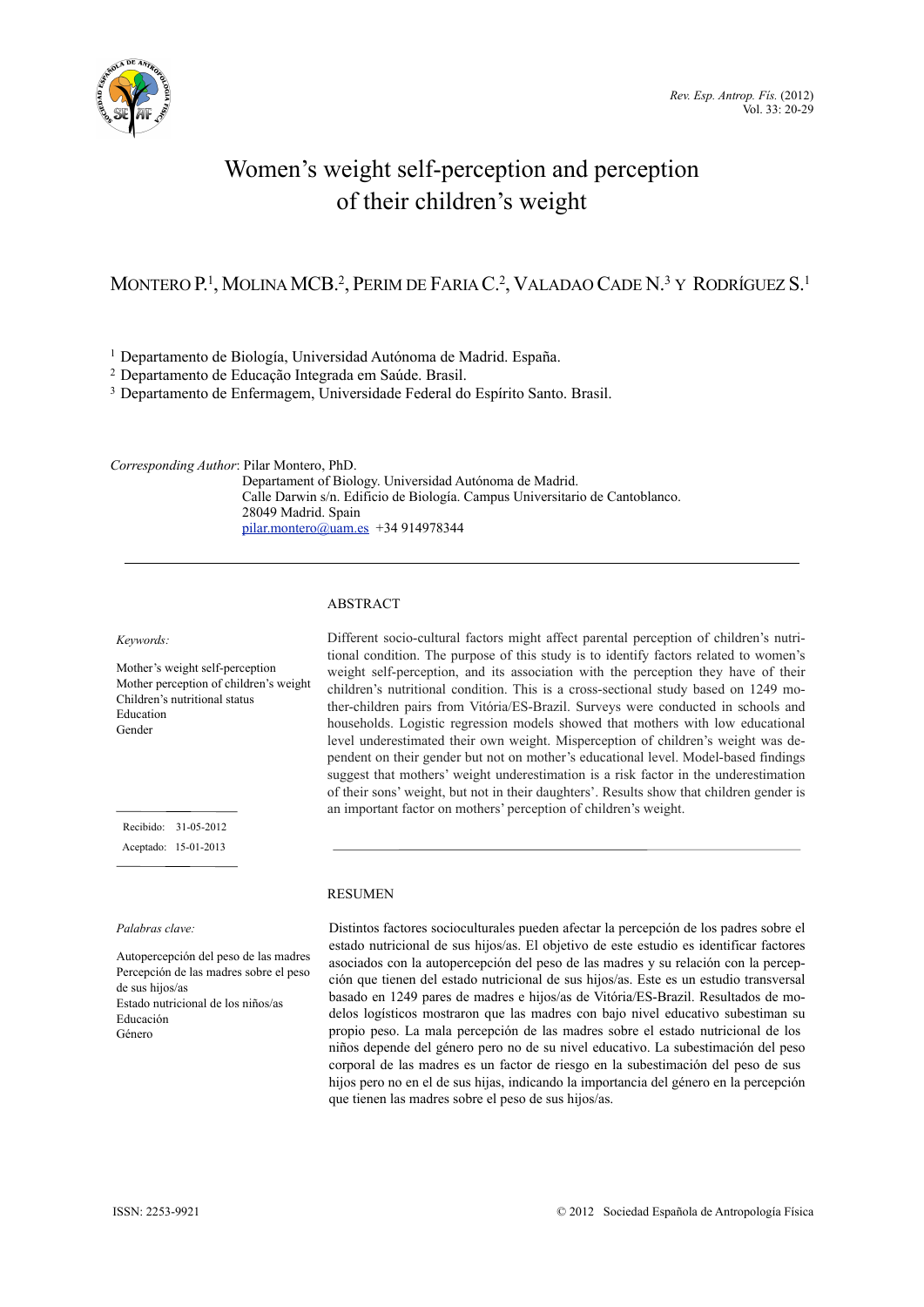# Women's weight self-perception and perception of their children's weight

MONTERO P.[1], MOLINA MCB.[2], PERIM DE FARIA C.[2], VALADAO CADE N.[3] Y RODRÍGUEZ S.[1]

[1] Departamento de Biología, Universidad Autónoma de Madrid. España.
[2] Departamento de Educação Integrada em Saúde. Brasil.
[3] Departamento de Enfermagem, Universidade Federal do Espírito Santo. Brasil.

*Corresponding Author*: Pilar Montero, PhD.
Departament of Biology. Universidad Autónoma de Madrid.
Calle Darwin s/n. Edificio de Biología. Campus Universitario de Cantoblanco.
28049 Madrid. Spain
pilar.montero@uam.es +34 914978344

## ABSTRACT

*Keywords:*

Mother's weight self-perception
Mother perception of children's weight
Children's nutritional status
Education
Gender

Different socio-cultural factors might affect parental perception of children's nutritional condition. The purpose of this study is to identify factors related to women's weight self-perception, and its association with the perception they have of their children's nutritional condition. This is a cross-sectional study based on 1249 mother-children pairs from Vitória/ES-Brazil. Surveys were conducted in schools and households. Logistic regression models showed that mothers with low educational level underestimated their own weight. Misperception of children's weight was dependent on their gender but not on mother's educational level. Model-based findings suggest that mothers' weight underestimation is a risk factor in the underestimation of their sons' weight, but not in their daughters'. Results show that children gender is an important factor on mothers' perception of children's weight.

Recibido: 31-05-2012
Aceptado: 15-01-2013

## RESUMEN

*Palabras clave:*

Autopercepción del peso de las madres
Percepción de las madres sobre el peso de sus hijos/as
Estado nutricional de los niños/as
Educación
Género

Distintos factores socioculturales pueden afectar la percepción de los padres sobre el estado nutricional de sus hijos/as. El objetivo de este estudio es identificar factores asociados con la autopercepción del peso de las madres y su relación con la percepción que tienen del estado nutricional de sus hijos/as. Este es un estudio transversal basado en 1249 pares de madres e hijos/as de Vitória/ES-Brazil. Resultados de modelos logísticos mostraron que las madres con bajo nivel educativo subestiman su propio peso. La mala percepción de las madres sobre el estado nutricional de los niños depende del género pero no de su nivel educativo. La subestimación del peso corporal de las madres es un factor de riesgo en la subestimación del peso de sus hijos pero no en el de sus hijas, indicando la importancia del género en la percepción que tienen las madres sobre el peso de sus hijos/as.

ISSN: 2253-9921 © 2012 Sociedad Española de Antropología Física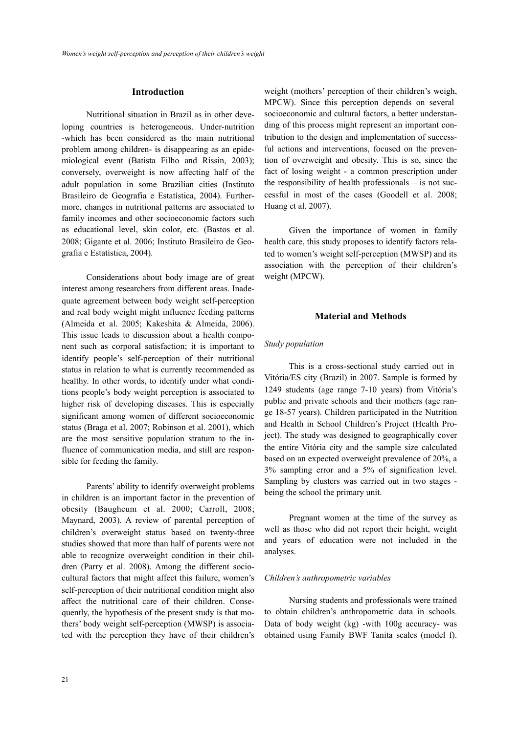## Introduction

Nutritional situation in Brazil as in other developing countries is heterogeneous. Under-nutrition -which has been considered as the main nutritional problem among children- is disappearing as an epidemiological event (Batista Filho and Rissin, 2003); conversely, overweight is now affecting half of the adult population in some Brazilian cities (Instituto Brasileiro de Geografia e Estatística, 2004). Furthermore, changes in nutritional patterns are associated to family incomes and other socioeconomic factors such as educational level, skin color, etc. (Bastos et al. 2008; Gigante et al. 2006; Instituto Brasileiro de Geografia e Estatística, 2004).

Considerations about body image are of great interest among researchers from different areas. Inadequate agreement between body weight self-perception and real body weight might influence feeding patterns (Almeida et al. 2005; Kakeshita & Almeida, 2006). This issue leads to discussion about a health component such as corporal satisfaction; it is important to identify people's self-perception of their nutritional status in relation to what is currently recommended as healthy. In other words, to identify under what conditions people's body weight perception is associated to higher risk of developing diseases. This is especially significant among women of different socioeconomic status (Braga et al. 2007; Robinson et al. 2001), which are the most sensitive population stratum to the influence of communication media, and still are responsible for feeding the family.

Parents' ability to identify overweight problems in children is an important factor in the prevention of obesity (Baughcum et al. 2000; Carroll, 2008; Maynard, 2003). A review of parental perception of children's overweight status based on twenty-three studies showed that more than half of parents were not able to recognize overweight condition in their children (Parry et al. 2008). Among the different socio-cultural factors that might affect this failure, women's self-perception of their nutritional condition might also affect the nutritional care of their children. Consequently, the hypothesis of the present study is that mothers' body weight self-perception (MWSP) is associated with the perception they have of their children's weight (mothers' perception of their children's weigh, MPCW). Since this perception depends on several socioeconomic and cultural factors, a better understanding of this process might represent an important contribution to the design and implementation of successful actions and interventions, focused on the prevention of overweight and obesity. This is so, since the fact of losing weight - a common prescription under the responsibility of health professionals – is not successful in most of the cases (Goodell et al. 2008; Huang et al. 2007).

Given the importance of women in family health care, this study proposes to identify factors related to women's weight self-perception (MWSP) and its association with the perception of their children's weight (MPCW).

## Material and Methods

### *Study population*

This is a cross-sectional study carried out in Vitória/ES city (Brazil) in 2007. Sample is formed by 1249 students (age range 7-10 years) from Vitória's public and private schools and their mothers (age range 18-57 years). Children participated in the Nutrition and Health in School Children's Project (Health Project). The study was designed to geographically cover the entire Vitória city and the sample size calculated based on an expected overweight prevalence of 20%, a 3% sampling error and a 5% of signification level. Sampling by clusters was carried out in two stages - being the school the primary unit.

Pregnant women at the time of the survey as well as those who did not report their height, weight and years of education were not included in the analyses.

### *Children's anthropometric variables*

Nursing students and professionals were trained to obtain children's anthropometric data in schools. Data of body weight (kg) -with 100g accuracy- was obtained using Family BWF Tanita scales (model f).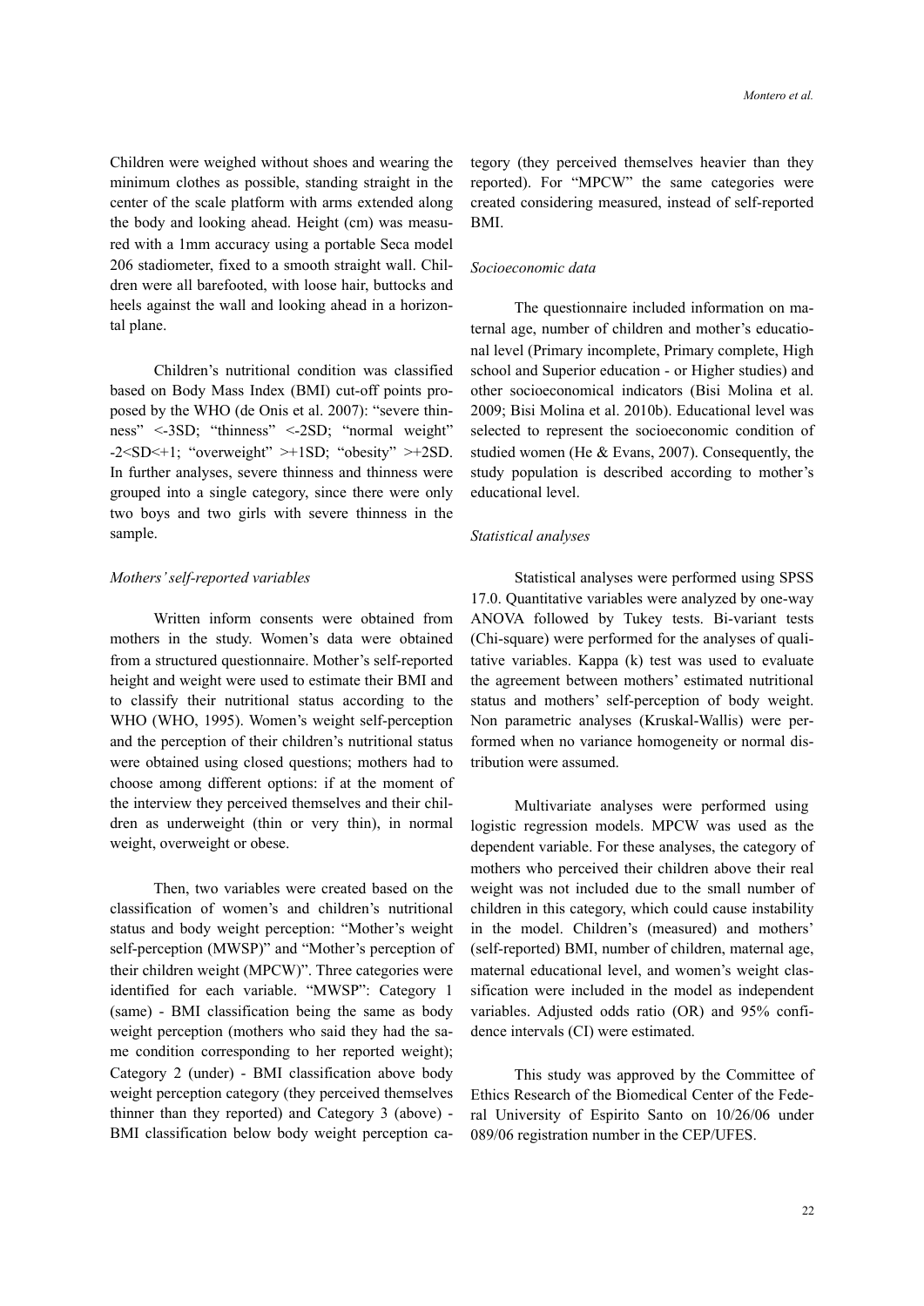Children were weighed without shoes and wearing the minimum clothes as possible, standing straight in the center of the scale platform with arms extended along the body and looking ahead. Height (cm) was measured with a 1mm accuracy using a portable Seca model 206 stadiometer, fixed to a smooth straight wall. Children were all barefooted, with loose hair, buttocks and heels against the wall and looking ahead in a horizontal plane.

Children's nutritional condition was classified based on Body Mass Index (BMI) cut-off points proposed by the WHO (de Onis et al. 2007): "severe thinness" <-3SD; "thinness" <-2SD; "normal weight" -2<SD<+1; "overweight" >+1SD; "obesity" >+2SD. In further analyses, severe thinness and thinness were grouped into a single category, since there were only two boys and two girls with severe thinness in the sample.

*Mothers' self-reported variables*

Written inform consents were obtained from mothers in the study. Women's data were obtained from a structured questionnaire. Mother's self-reported height and weight were used to estimate their BMI and to classify their nutritional status according to the WHO (WHO, 1995). Women's weight self-perception and the perception of their children's nutritional status were obtained using closed questions; mothers had to choose among different options: if at the moment of the interview they perceived themselves and their children as underweight (thin or very thin), in normal weight, overweight or obese.

Then, two variables were created based on the classification of women's and children's nutritional status and body weight perception: "Mother's weight self-perception (MWSP)" and "Mother's perception of their children weight (MPCW)". Three categories were identified for each variable. "MWSP": Category 1 (same) - BMI classification being the same as body weight perception (mothers who said they had the same condition corresponding to her reported weight); Category 2 (under) - BMI classification above body weight perception category (they perceived themselves thinner than they reported) and Category 3 (above) - BMI classification below body weight perception category (they perceived themselves heavier than they reported). For "MPCW" the same categories were created considering measured, instead of self-reported BMI.

*Socioeconomic data*

The questionnaire included information on maternal age, number of children and mother's educational level (Primary incomplete, Primary complete, High school and Superior education - or Higher studies) and other socioeconomical indicators (Bisi Molina et al. 2009; Bisi Molina et al. 2010b). Educational level was selected to represent the socioeconomic condition of studied women (He & Evans, 2007). Consequently, the study population is described according to mother's educational level.

*Statistical analyses*

Statistical analyses were performed using SPSS 17.0. Quantitative variables were analyzed by one-way ANOVA followed by Tukey tests. Bi-variant tests (Chi-square) were performed for the analyses of qualitative variables. Kappa (k) test was used to evaluate the agreement between mothers' estimated nutritional status and mothers' self-perception of body weight. Non parametric analyses (Kruskal-Wallis) were performed when no variance homogeneity or normal distribution were assumed.

Multivariate analyses were performed using logistic regression models. MPCW was used as the dependent variable. For these analyses, the category of mothers who perceived their children above their real weight was not included due to the small number of children in this category, which could cause instability in the model. Children's (measured) and mothers' (self-reported) BMI, number of children, maternal age, maternal educational level, and women's weight classification were included in the model as independent variables. Adjusted odds ratio (OR) and 95% confidence intervals (CI) were estimated.

This study was approved by the Committee of Ethics Research of the Biomedical Center of the Federal University of Espirito Santo on 10/26/06 under 089/06 registration number in the CEP/UFES.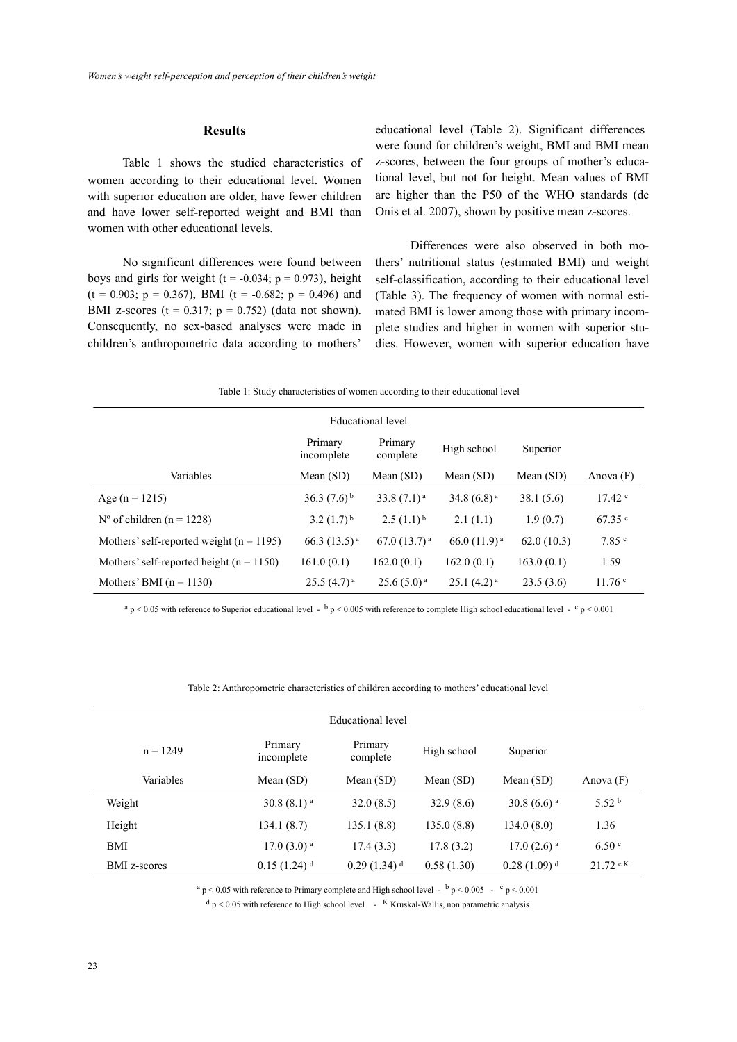## Results

Table 1 shows the studied characteristics of women according to their educational level. Women with superior education are older, have fewer children and have lower self-reported weight and BMI than women with other educational levels.

No significant differences were found between boys and girls for weight ($t = -0.034$; $p = 0.973$), height ($t = 0.903$; $p = 0.367$), BMI ($t = -0.682$; $p = 0.496$) and BMI z-scores ($t = 0.317$; $p = 0.752$) (data not shown). Consequently, no sex-based analyses were made in children's anthropometric data according to mothers' educational level (Table 2). Significant differences were found for children's weight, BMI and BMI mean z-scores, between the four groups of mother's educational level, but not for height. Mean values of BMI are higher than the P50 of the WHO standards (de Onis et al. 2007), shown by positive mean z-scores.

Differences were also observed in both mothers' nutritional status (estimated BMI) and weight self-classification, according to their educational level (Table 3). The frequency of women with normal estimated BMI is lower among those with primary incomplete studies and higher in women with superior studies. However, women with superior education have

Table 1: Study characteristics of women according to their educational level

| | Educational level | | | | |
|---|---|---|---|---|---|
| | Primary incomplete | Primary complete | High school | Superior | |
| Variables | Mean (SD) | Mean (SD) | Mean (SD) | Mean (SD) | Anova (F) |
| Age (n = 1215) | 36.3 (7.6) [b] | 33.8 (7.1) [a] | 34.8 (6.8) [a] | 38.1 (5.6) | 17.42 [c] |
| Nº of children (n = 1228) | 3.2 (1.7) [b] | 2.5 (1.1) [b] | 2.1 (1.1) | 1.9 (0.7) | 67.35 [c] |
| Mothers' self-reported weight (n = 1195) | 66.3 (13.5) [a] | 67.0 (13.7) [a] | 66.0 (11.9) [a] | 62.0 (10.3) | 7.85 [c] |
| Mothers' self-reported height (n = 1150) | 161.0 (0.1) | 162.0 (0.1) | 162.0 (0.1) | 163.0 (0.1) | 1.59 |
| Mothers' BMI (n = 1130) | 25.5 (4.7) [a] | 25.6 (5.0) [a] | 25.1 (4.2) [a] | 23.5 (3.6) | 11.76 [c] |

[a] $p < 0.05$ with reference to Superior educational level - [b] $p < 0.005$ with reference to complete High school educational level - [c] $p < 0.001$

Table 2: Anthropometric characteristics of children according to mothers' educational level

| | Educational level | | | | |
|---|---|---|---|---|---|
| n = 1249 | Primary incomplete | Primary complete | High school | Superior | |
| Variables | Mean (SD) | Mean (SD) | Mean (SD) | Mean (SD) | Anova (F) |
| Weight | 30.8 (8.1) [a] | 32.0 (8.5) | 32.9 (8.6) | 30.8 (6.6) [a] | 5.52 [b] |
| Height | 134.1 (8.7) | 135.1 (8.8) | 135.0 (8.8) | 134.0 (8.0) | 1.36 |
| BMI | 17.0 (3.0) [a] | 17.4 (3.3) | 17.8 (3.2) | 17.0 (2.6) [a] | 6.50 [c] |
| BMI z-scores | 0.15 (1.24) [d] | 0.29 (1.34) [d] | 0.58 (1.30) | 0.28 (1.09) [d] | 21.72 [c K] |

[a] $p < 0.05$ with reference to Primary complete and High school level - [b] $p < 0.005$ - [c] $p < 0.001$

[d] $p < 0.05$ with reference to High school level - [K] Kruskal-Wallis, non parametric analysis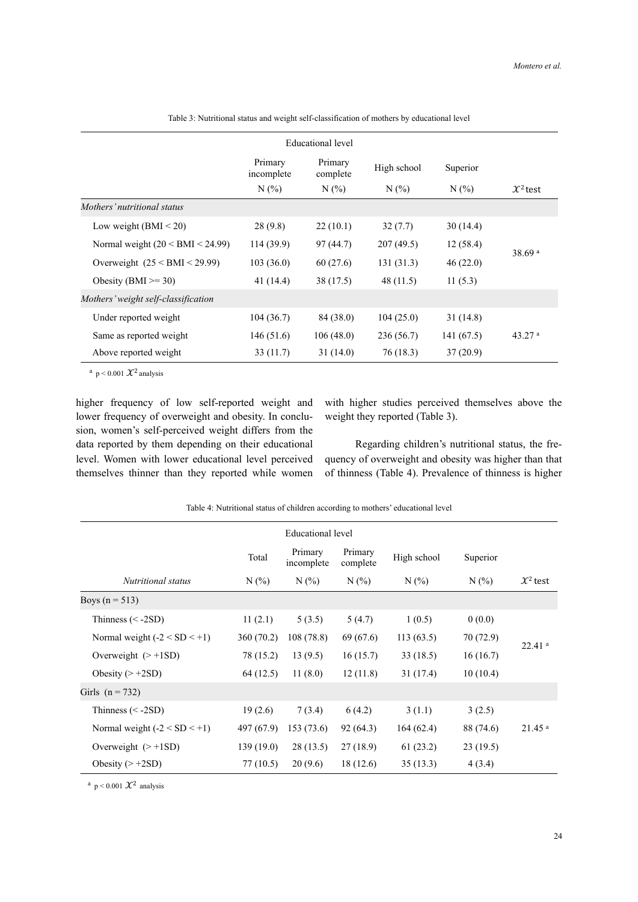Table 3: Nutritional status and weight self-classification of mothers by educational level

| | Educational level | | | | |
|---|---|---|---|---|---|
| | Primary incomplete | Primary complete | High school | Superior | |
| | N (%) | N (%) | N (%) | N (%) | $\mathcal{X}^2$ test |
| *Mothers' nutritional status* | | | | | |
| Low weight (BMI < 20) | 28 (9.8) | 22 (10.1) | 32 (7.7) | 30 (14.4) | 38.69 [a] |
| Normal weight (20 < BMI < 24.99) | 114 (39.9) | 97 (44.7) | 207 (49.5) | 12 (58.4) | |
| Overweight (25 < BMI < 29.99) | 103 (36.0) | 60 (27.6) | 131 (31.3) | 46 (22.0) | |
| Obesity (BMI >= 30) | 41 (14.4) | 38 (17.5) | 48 (11.5) | 11 (5.3) | |
| *Mothers' weight self-classification* | | | | | |
| Under reported weight | 104 (36.7) | 84 (38.0) | 104 (25.0) | 31 (14.8) | 43.27 [a] |
| Same as reported weight | 146 (51.6) | 106 (48.0) | 236 (56.7) | 141 (67.5) | |
| Above reported weight | 33 (11.7) | 31 (14.0) | 76 (18.3) | 37 (20.9) | |

[a] $p < 0.001$ $\mathcal{X}^2$ analysis

higher frequency of low self-reported weight and lower frequency of overweight and obesity. In conclusion, women's self-perceived weight differs from the data reported by them depending on their educational level. Women with lower educational level perceived themselves thinner than they reported while women with higher studies perceived themselves above the weight they reported (Table 3).

Regarding children's nutritional status, the frequency of overweight and obesity was higher than that of thinness (Table 4). Prevalence of thinness is higher

Table 4: Nutritional status of children according to mothers' educational level

| | | Educational level | | | | |
|---|---|---|---|---|---|---|
| | Total | Primary incomplete | Primary complete | High school | Superior | |
| *Nutritional status* | N (%) | N (%) | N (%) | N (%) | N (%) | $\mathcal{X}^2$ test |
| Boys (n = 513) | | | | | | |
| Thinness (< -2SD) | 11 (2.1) | 5 (3.5) | 5 (4.7) | 1 (0.5) | 0 (0.0) | 22.41 [a] |
| Normal weight (-2 < SD < +1) | 360 (70.2) | 108 (78.8) | 69 (67.6) | 113 (63.5) | 70 (72.9) | |
| Overweight (> +1SD) | 78 (15.2) | 13 (9.5) | 16 (15.7) | 33 (18.5) | 16 (16.7) | |
| Obesity (> +2SD) | 64 (12.5) | 11 (8.0) | 12 (11.8) | 31 (17.4) | 10 (10.4) | |
| Girls (n = 732) | | | | | | |
| Thinness (< -2SD) | 19 (2.6) | 7 (3.4) | 6 (4.2) | 3 (1.1) | 3 (2.5) | 21.45 [a] |
| Normal weight (-2 < SD < +1) | 497 (67.9) | 153 (73.6) | 92 (64.3) | 164 (62.4) | 88 (74.6) | |
| Overweight (> +1SD) | 139 (19.0) | 28 (13.5) | 27 (18.9) | 61 (23.2) | 23 (19.5) | |
| Obesity (> +2SD) | 77 (10.5) | 20 (9.6) | 18 (12.6) | 35 (13.3) | 4 (3.4) | |

[a] $p < 0.001$ $\mathcal{X}^2$ analysis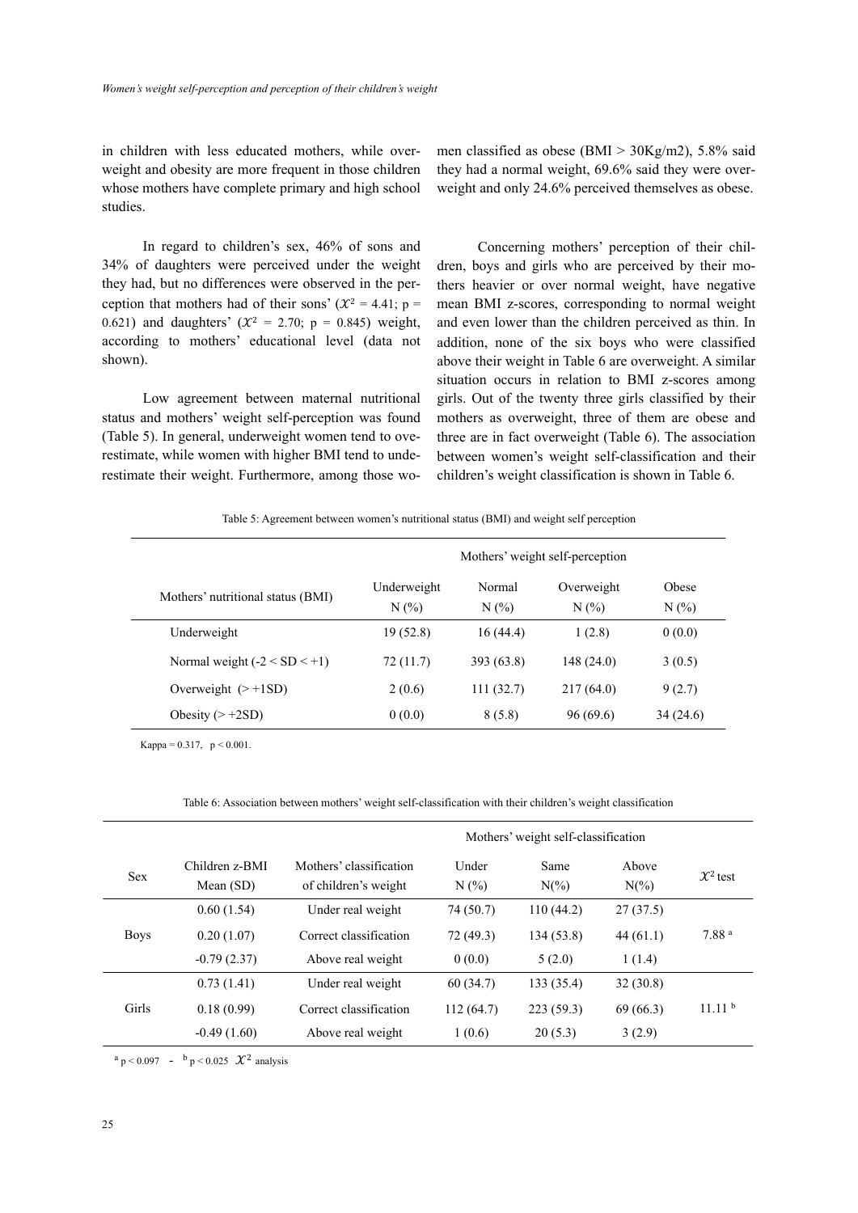in children with less educated mothers, while overweight and obesity are more frequent in those children whose mothers have complete primary and high school studies.

In regard to children's sex, 46% of sons and 34% of daughters were perceived under the weight they had, but no differences were observed in the perception that mothers had of their sons' ($\chi^2$ = 4.41; p = 0.621) and daughters' ($\chi^2$ = 2.70; p = 0.845) weight, according to mothers' educational level (data not shown).

Low agreement between maternal nutritional status and mothers' weight self-perception was found (Table 5). In general, underweight women tend to overestimate, while women with higher BMI tend to underestimate their weight. Furthermore, among those women classified as obese (BMI > 30Kg/m2), 5.8% said they had a normal weight, 69.6% said they were overweight and only 24.6% perceived themselves as obese.

Concerning mothers' perception of their children, boys and girls who are perceived by their mothers heavier or over normal weight, have negative mean BMI z-scores, corresponding to normal weight and even lower than the children perceived as thin. In addition, none of the six boys who were classified above their weight in Table 6 are overweight. A similar situation occurs in relation to BMI z-scores among girls. Out of the twenty three girls classified by their mothers as overweight, three of them are obese and three are in fact overweight (Table 6). The association between women's weight self-classification and their children's weight classification is shown in Table 6.

Table 5: Agreement between women's nutritional status (BMI) and weight self perception

| | Mothers' weight self-perception | | | |
|---|---|---|---|---|
| Mothers' nutritional status (BMI) | Underweight N (%) | Normal N (%) | Overweight N (%) | Obese N (%) |
| Underweight | 19 (52.8) | 16 (44.4) | 1 (2.8) | 0 (0.0) |
| Normal weight (-2 < SD < +1) | 72 (11.7) | 393 (63.8) | 148 (24.0) | 3 (0.5) |
| Overweight (> +1SD) | 2 (0.6) | 111 (32.7) | 217 (64.0) | 9 (2.7) |
| Obesity (> +2SD) | 0 (0.0) | 8 (5.8) | 96 (69.6) | 34 (24.6) |

Kappa = 0.317, p < 0.001.

Table 6: Association between mothers' weight self-classification with their children's weight classification

| | | | Mothers' weight self-classification | | | |
|---|---|---|---|---|---|---|
| Sex | Children z-BMI Mean (SD) | Mothers' classification of children's weight | Under N (%) | Same N(%) | Above N(%) | $\chi^2$ test |
| Boys | 0.60 (1.54) | Under real weight | 74 (50.7) | 110 (44.2) | 27 (37.5) | 7.88 [a] |
| | 0.20 (1.07) | Correct classification | 72 (49.3) | 134 (53.8) | 44 (61.1) | |
| | -0.79 (2.37) | Above real weight | 0 (0.0) | 5 (2.0) | 1 (1.4) | |
| Girls | 0.73 (1.41) | Under real weight | 60 (34.7) | 133 (35.4) | 32 (30.8) | 11.11 [b] |
| | 0.18 (0.99) | Correct classification | 112 (64.7) | 223 (59.3) | 69 (66.3) | |
| | -0.49 (1.60) | Above real weight | 1 (0.6) | 20 (5.3) | 3 (2.9) | |

[a] p < 0.097 - [b] p < 0.025 $\chi^2$ analysis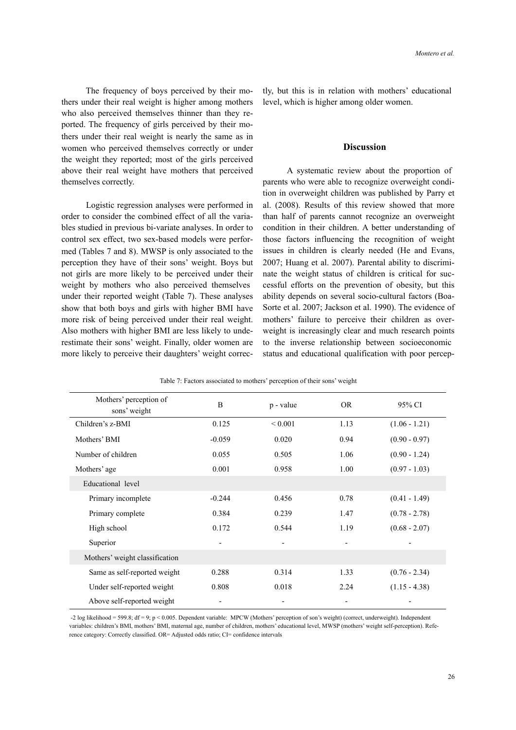The frequency of boys perceived by their mothers under their real weight is higher among mothers who also perceived themselves thinner than they reported. The frequency of girls perceived by their mothers under their real weight is nearly the same as in women who perceived themselves correctly or under the weight they reported; most of the girls perceived above their real weight have mothers that perceived themselves correctly.

Logistic regression analyses were performed in order to consider the combined effect of all the variables studied in previous bi-variate analyses. In order to control sex effect, two sex-based models were performed (Tables 7 and 8). MWSP is only associated to the perception they have of their sons' weight. Boys but not girls are more likely to be perceived under their weight by mothers who also perceived themselves under their reported weight (Table 7). These analyses show that both boys and girls with higher BMI have more risk of being perceived under their real weight. Also mothers with higher BMI are less likely to underestimate their sons' weight. Finally, older women are more likely to perceive their daughters' weight correctly, but this is in relation with mothers' educational level, which is higher among older women.

## Discussion

A systematic review about the proportion of parents who were able to recognize overweight condition in overweight children was published by Parry et al. (2008). Results of this review showed that more than half of parents cannot recognize an overweight condition in their children. A better understanding of those factors influencing the recognition of weight issues in children is clearly needed (He and Evans, 2007; Huang et al. 2007). Parental ability to discriminate the weight status of children is critical for successful efforts on the prevention of obesity, but this ability depends on several socio-cultural factors (Boa-Sorte et al. 2007; Jackson et al. 1990). The evidence of mothers' failure to perceive their children as overweight is increasingly clear and much research points to the inverse relationship between socioeconomic status and educational qualification with poor percep-

Table 7: Factors associated to mothers' perception of their sons' weight

| Mothers' perception of sons' weight | B | p - value | OR | 95% CI |
|---|---|---|---|---|
| Children's z-BMI | 0.125 | < 0.001 | 1.13 | (1.06 - 1.21) |
| Mothers' BMI | -0.059 | 0.020 | 0.94 | (0.90 - 0.97) |
| Number of children | 0.055 | 0.505 | 1.06 | (0.90 - 1.24) |
| Mothers' age | 0.001 | 0.958 | 1.00 | (0.97 - 1.03) |
| Educational level | | | | |
| Primary incomplete | -0.244 | 0.456 | 0.78 | (0.41 - 1.49) |
| Primary complete | 0.384 | 0.239 | 1.47 | (0.78 - 2.78) |
| High school | 0.172 | 0.544 | 1.19 | (0.68 - 2.07) |
| Superior | - | - | - | - |
| Mothers' weight classification | | | | |
| Same as self-reported weight | 0.288 | 0.314 | 1.33 | (0.76 - 2.34) |
| Under self-reported weight | 0.808 | 0.018 | 2.24 | (1.15 - 4.38) |
| Above self-reported weight | - | - | - | - |

-2 log likelihood = 599.8; df = 9; p < 0.005. Dependent variable: MPCW (Mothers' perception of son's weight) (correct, underweight). Independent variables: children's BMI, mothers' BMI, maternal age, number of children, mothers' educational level, MWSP (mothers' weight self-perception). Reference category: Correctly classified. OR= Adjusted odds ratio; CI= confidence intervals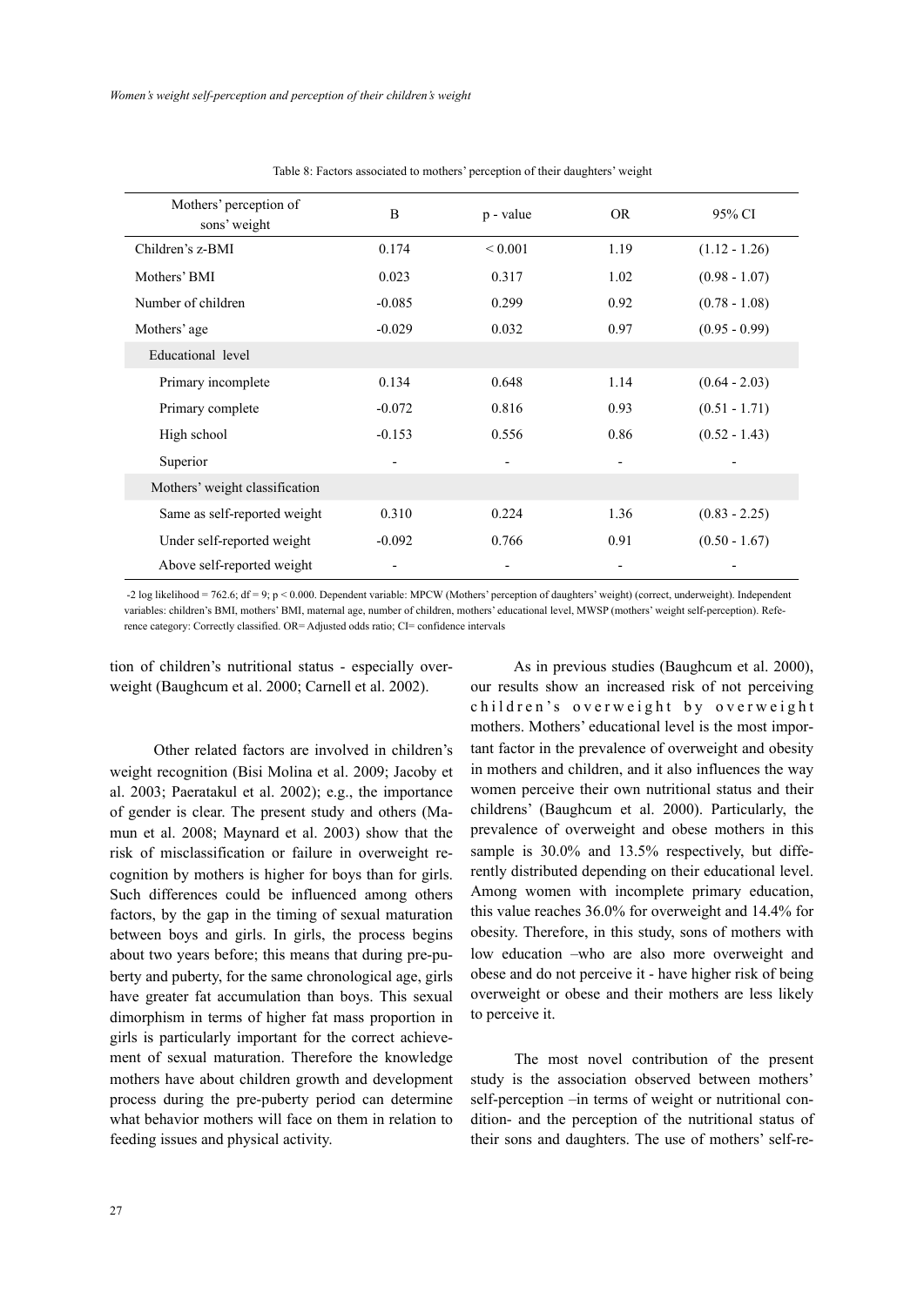Table 8: Factors associated to mothers' perception of their daughters' weight

| Mothers' perception of sons' weight | B | p - value | OR | 95% CI |
|---|---|---|---|---|
| Children's z-BMI | 0.174 | < 0.001 | 1.19 | (1.12 - 1.26) |
| Mothers' BMI | 0.023 | 0.317 | 1.02 | (0.98 - 1.07) |
| Number of children | -0.085 | 0.299 | 0.92 | (0.78 - 1.08) |
| Mothers' age | -0.029 | 0.032 | 0.97 | (0.95 - 0.99) |
| Educational level | | | | |
| Primary incomplete | 0.134 | 0.648 | 1.14 | (0.64 - 2.03) |
| Primary complete | -0.072 | 0.816 | 0.93 | (0.51 - 1.71) |
| High school | -0.153 | 0.556 | 0.86 | (0.52 - 1.43) |
| Superior | - | - | - | - |
| Mothers' weight classification | | | | |
| Same as self-reported weight | 0.310 | 0.224 | 1.36 | (0.83 - 2.25) |
| Under self-reported weight | -0.092 | 0.766 | 0.91 | (0.50 - 1.67) |
| Above self-reported weight | - | - | - | - |

-2 log likelihood = 762.6; df = 9; p < 0.000. Dependent variable: MPCW (Mothers' perception of daughters' weight) (correct, underweight). Independent variables: children's BMI, mothers' BMI, maternal age, number of children, mothers' educational level, MWSP (mothers' weight self-perception). Reference category: Correctly classified. OR= Adjusted odds ratio; CI= confidence intervals

tion of children's nutritional status - especially overweight (Baughcum et al. 2000; Carnell et al. 2002).

Other related factors are involved in children's weight recognition (Bisi Molina et al. 2009; Jacoby et al. 2003; Paeratakul et al. 2002); e.g., the importance of gender is clear. The present study and others (Mamun et al. 2008; Maynard et al. 2003) show that the risk of misclassification or failure in overweight recognition by mothers is higher for boys than for girls. Such differences could be influenced among others factors, by the gap in the timing of sexual maturation between boys and girls. In girls, the process begins about two years before; this means that during pre-puberty and puberty, for the same chronological age, girls have greater fat accumulation than boys. This sexual dimorphism in terms of higher fat mass proportion in girls is particularly important for the correct achievement of sexual maturation. Therefore the knowledge mothers have about children growth and development process during the pre-puberty period can determine what behavior mothers will face on them in relation to feeding issues and physical activity.

As in previous studies (Baughcum et al. 2000), our results show an increased risk of not perceiving children's overweight by overweight mothers. Mothers' educational level is the most important factor in the prevalence of overweight and obesity in mothers and children, and it also influences the way women perceive their own nutritional status and their childrens' (Baughcum et al. 2000). Particularly, the prevalence of overweight and obese mothers in this sample is 30.0% and 13.5% respectively, but differently distributed depending on their educational level. Among women with incomplete primary education, this value reaches 36.0% for overweight and 14.4% for obesity. Therefore, in this study, sons of mothers with low education –who are also more overweight and obese and do not perceive it - have higher risk of being overweight or obese and their mothers are less likely to perceive it.

The most novel contribution of the present study is the association observed between mothers' self-perception –in terms of weight or nutritional condition- and the perception of the nutritional status of their sons and daughters. The use of mothers' self-re-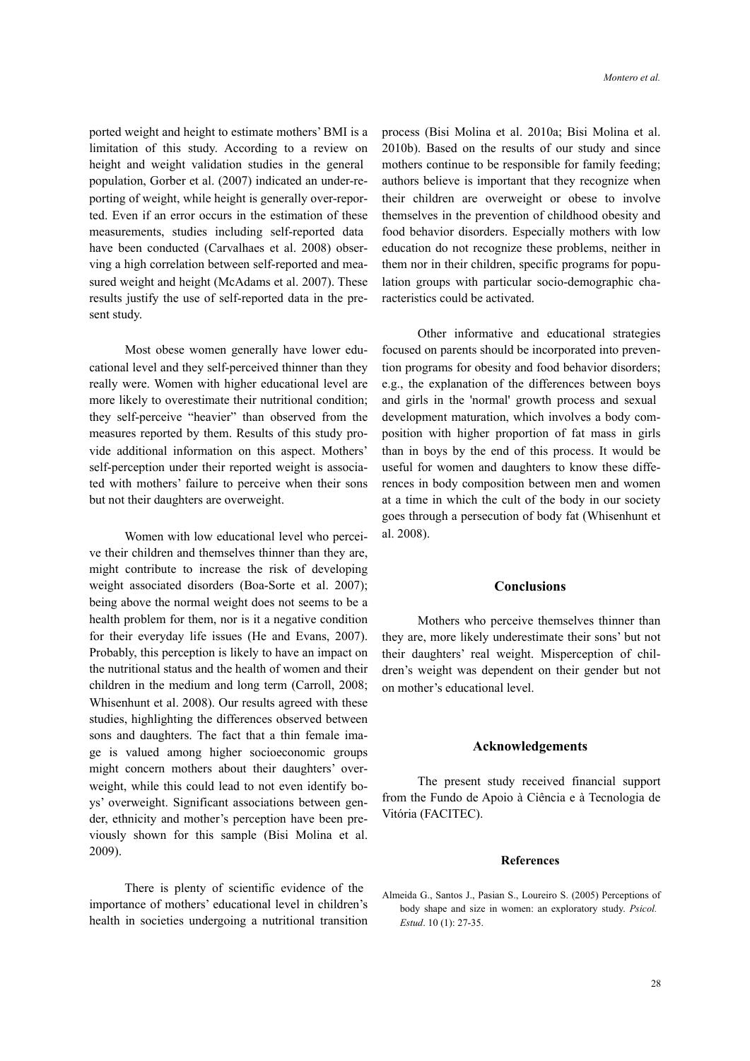ported weight and height to estimate mothers' BMI is a limitation of this study. According to a review on height and weight validation studies in the general population, Gorber et al. (2007) indicated an under-reporting of weight, while height is generally over-reported. Even if an error occurs in the estimation of these measurements, studies including self-reported data have been conducted (Carvalhaes et al. 2008) observing a high correlation between self-reported and measured weight and height (McAdams et al. 2007). These results justify the use of self-reported data in the present study.

Most obese women generally have lower educational level and they self-perceived thinner than they really were. Women with higher educational level are more likely to overestimate their nutritional condition; they self-perceive "heavier" than observed from the measures reported by them. Results of this study provide additional information on this aspect. Mothers' self-perception under their reported weight is associated with mothers' failure to perceive when their sons but not their daughters are overweight.

Women with low educational level who perceive their children and themselves thinner than they are, might contribute to increase the risk of developing weight associated disorders (Boa-Sorte et al. 2007); being above the normal weight does not seems to be a health problem for them, nor is it a negative condition for their everyday life issues (He and Evans, 2007). Probably, this perception is likely to have an impact on the nutritional status and the health of women and their children in the medium and long term (Carroll, 2008; Whisenhunt et al. 2008). Our results agreed with these studies, highlighting the differences observed between sons and daughters. The fact that a thin female image is valued among higher socioeconomic groups might concern mothers about their daughters' overweight, while this could lead to not even identify boys' overweight. Significant associations between gender, ethnicity and mother's perception have been previously shown for this sample (Bisi Molina et al. 2009).

There is plenty of scientific evidence of the importance of mothers' educational level in children's health in societies undergoing a nutritional transition process (Bisi Molina et al. 2010a; Bisi Molina et al. 2010b). Based on the results of our study and since mothers continue to be responsible for family feeding; authors believe is important that they recognize when their children are overweight or obese to involve themselves in the prevention of childhood obesity and food behavior disorders. Especially mothers with low education do not recognize these problems, neither in them nor in their children, specific programs for population groups with particular socio-demographic characteristics could be activated.

Other informative and educational strategies focused on parents should be incorporated into prevention programs for obesity and food behavior disorders; e.g., the explanation of the differences between boys and girls in the 'normal' growth process and sexual development maturation, which involves a body composition with higher proportion of fat mass in girls than in boys by the end of this process. It would be useful for women and daughters to know these differences in body composition between men and women at a time in which the cult of the body in our society goes through a persecution of body fat (Whisenhunt et al. 2008).

## Conclusions

Mothers who perceive themselves thinner than they are, more likely underestimate their sons' but not their daughters' real weight. Misperception of children's weight was dependent on their gender but not on mother's educational level.

## Acknowledgements

The present study received financial support from the Fundo de Apoio à Ciência e à Tecnologia de Vitória (FACITEC).

## References

Almeida G., Santos J., Pasian S., Loureiro S. (2005) Perceptions of body shape and size in women: an exploratory study. *Psicol. Estud*. 10 (1): 27-35.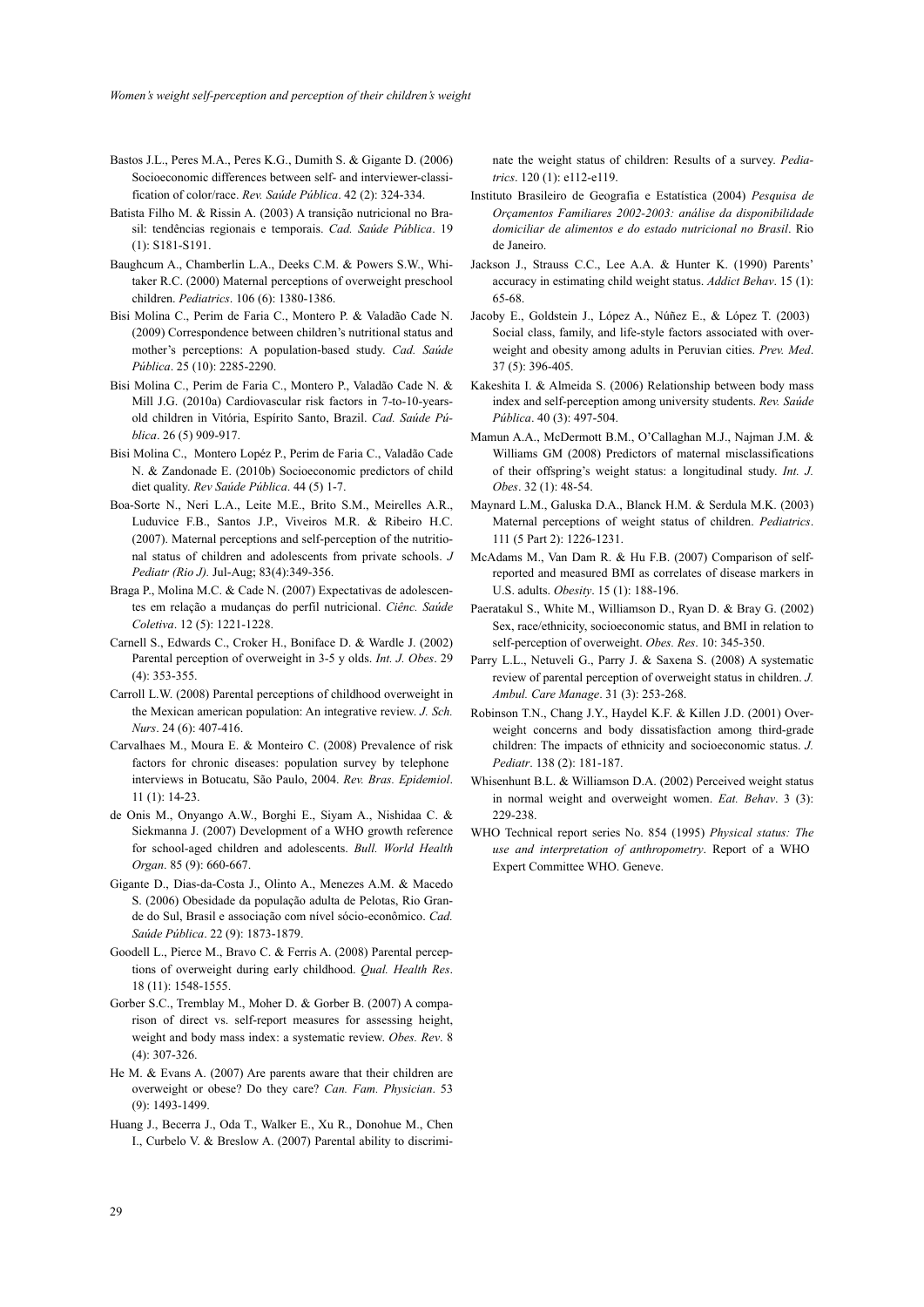Bastos J.L., Peres M.A., Peres K.G., Dumith S. & Gigante D. (2006) Socioeconomic differences between self- and interviewer-classification of color/race. *Rev. Saúde Pública*. 42 (2): 324-334.

Batista Filho M. & Rissin A. (2003) A transição nutricional no Brasil: tendências regionais e temporais. *Cad. Saúde Pública*. 19 (1): S181-S191.

Baughcum A., Chamberlin L.A., Deeks C.M. & Powers S.W., Whitaker R.C. (2000) Maternal perceptions of overweight preschool children. *Pediatrics*. 106 (6): 1380-1386.

Bisi Molina C., Perim de Faria C., Montero P. & Valadão Cade N. (2009) Correspondence between children's nutritional status and mother's perceptions: A population-based study. *Cad. Saúde Pública*. 25 (10): 2285-2290.

Bisi Molina C., Perim de Faria C., Montero P., Valadão Cade N. & Mill J.G. (2010a) Cardiovascular risk factors in 7-to-10-years-old children in Vitória, Espírito Santo, Brazil. *Cad. Saúde Pública*. 26 (5) 909-917.

Bisi Molina C., Montero Lopéz P., Perim de Faria C., Valadão Cade N. & Zandonade E. (2010b) Socioeconomic predictors of child diet quality. *Rev Saúde Pública*. 44 (5) 1-7.

Boa-Sorte N., Neri L.A., Leite M.E., Brito S.M., Meirelles A.R., Luduvice F.B., Santos J.P., Viveiros M.R. & Ribeiro H.C. (2007). Maternal perceptions and self-perception of the nutritional status of children and adolescents from private schools. *J Pediatr (Rio J).* Jul-Aug; 83(4):349-356.

Braga P., Molina M.C. & Cade N. (2007) Expectativas de adolescentes em relação a mudanças do perfil nutricional. *Ciênc. Saúde Coletiva*. 12 (5): 1221-1228.

Carnell S., Edwards C., Croker H., Boniface D. & Wardle J. (2002) Parental perception of overweight in 3-5 y olds. *Int. J. Obes*. 29 (4): 353-355.

Carroll L.W. (2008) Parental perceptions of childhood overweight in the Mexican american population: An integrative review. *J. Sch. Nurs*. 24 (6): 407-416.

Carvalhaes M., Moura E. & Monteiro C. (2008) Prevalence of risk factors for chronic diseases: population survey by telephone interviews in Botucatu, São Paulo, 2004. *Rev. Bras. Epidemiol*. 11 (1): 14-23.

de Onis M., Onyango A.W., Borghi E., Siyam A., Nishidaa C. & Siekmanna J. (2007) Development of a WHO growth reference for school-aged children and adolescents. *Bull. World Health Organ*. 85 (9): 660-667.

Gigante D., Dias-da-Costa J., Olinto A., Menezes A.M. & Macedo S. (2006) Obesidade da população adulta de Pelotas, Rio Grande do Sul, Brasil e associação com nível sócio-econômico. *Cad. Saúde Pública*. 22 (9): 1873-1879.

Goodell L., Pierce M., Bravo C. & Ferris A. (2008) Parental perceptions of overweight during early childhood. *Qual. Health Res*. 18 (11): 1548-1555.

Gorber S.C., Tremblay M., Moher D. & Gorber B. (2007) A comparison of direct vs. self-report measures for assessing height, weight and body mass index: a systematic review. *Obes. Rev*. 8 (4): 307-326.

He M. & Evans A. (2007) Are parents aware that their children are overweight or obese? Do they care? *Can. Fam. Physician*. 53 (9): 1493-1499.

Huang J., Becerra J., Oda T., Walker E., Xu R., Donohue M., Chen I., Curbelo V. & Breslow A. (2007) Parental ability to discriminate the weight status of children: Results of a survey. *Pediatrics*. 120 (1): e112-e119.

Instituto Brasileiro de Geografia e Estatística (2004) *Pesquisa de Orçamentos Familiares 2002-2003: análise da disponibilidade domiciliar de alimentos e do estado nutricional no Brasil*. Rio de Janeiro.

Jackson J., Strauss C.C., Lee A.A. & Hunter K. (1990) Parents' accuracy in estimating child weight status. *Addict Behav*. 15 (1): 65-68.

Jacoby E., Goldstein J., López A., Núñez E., & López T. (2003) Social class, family, and life-style factors associated with overweight and obesity among adults in Peruvian cities. *Prev. Med*. 37 (5): 396-405.

Kakeshita I. & Almeida S. (2006) Relationship between body mass index and self-perception among university students. *Rev. Saúde Pública*. 40 (3): 497-504.

Mamun A.A., McDermott B.M., O'Callaghan M.J., Najman J.M. & Williams GM (2008) Predictors of maternal misclassifications of their offspring's weight status: a longitudinal study. *Int. J. Obes*. 32 (1): 48-54.

Maynard L.M., Galuska D.A., Blanck H.M. & Serdula M.K. (2003) Maternal perceptions of weight status of children. *Pediatrics*. 111 (5 Part 2): 1226-1231.

McAdams M., Van Dam R. & Hu F.B. (2007) Comparison of self-reported and measured BMI as correlates of disease markers in U.S. adults. *Obesity*. 15 (1): 188-196.

Paeratakul S., White M., Williamson D., Ryan D. & Bray G. (2002) Sex, race/ethnicity, socioeconomic status, and BMI in relation to self-perception of overweight. *Obes. Res*. 10: 345-350.

Parry L.L., Netuveli G., Parry J. & Saxena S. (2008) A systematic review of parental perception of overweight status in children. *J. Ambul. Care Manage*. 31 (3): 253-268.

Robinson T.N., Chang J.Y., Haydel K.F. & Killen J.D. (2001) Overweight concerns and body dissatisfaction among third-grade children: The impacts of ethnicity and socioeconomic status. *J. Pediatr*. 138 (2): 181-187.

Whisenhunt B.L. & Williamson D.A. (2002) Perceived weight status in normal weight and overweight women. *Eat. Behav*. 3 (3): 229-238.

WHO Technical report series No. 854 (1995) *Physical status: The use and interpretation of anthropometry*. Report of a WHO Expert Committee WHO. Geneve.